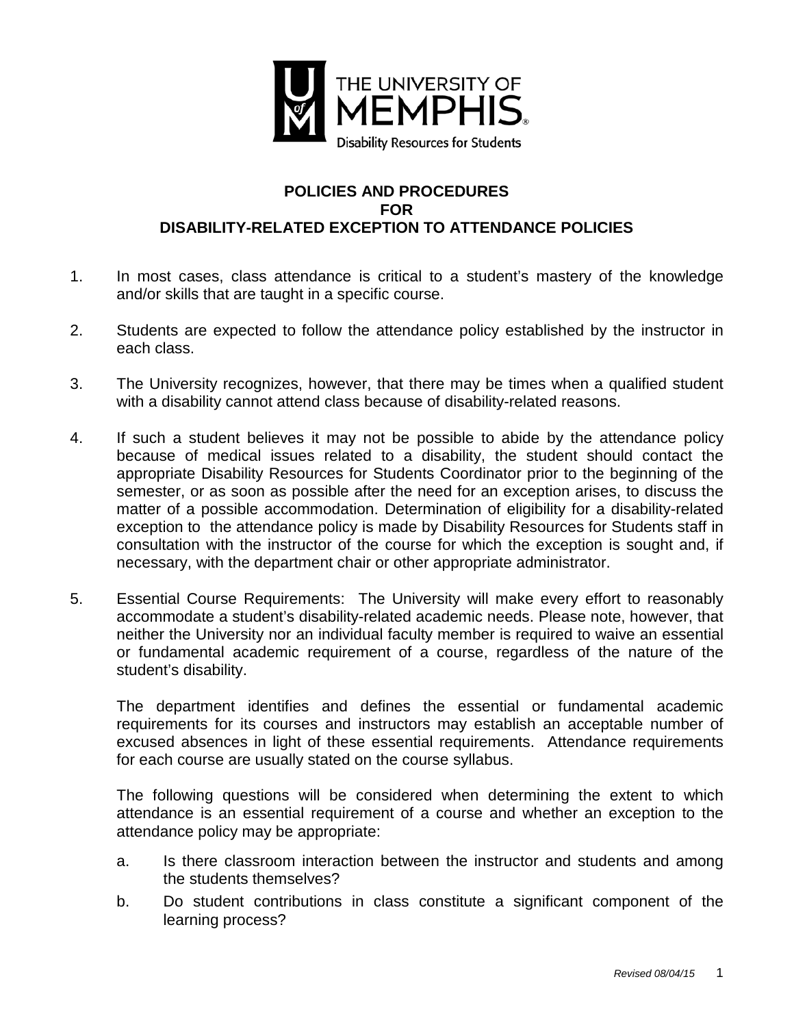THE UNIVERSITY OF MEMPHIS

Disability Resources for Students

# POLICIES AND PROCEDURES FOR DISABILITY-RELATED EXCEPTION TO ATTENDANCE POLICIES

1. In most cases, class attendance is critical to a student's mastery of the knowledge and/or skills that are taught in a specific course.

2. Students are expected to follow the attendance policy established by the instructor in each class.

3. The University recognizes, however, that there may be times when a qualified student with a disability cannot attend class because of disability-related reasons.

4. If such a student believes it may not be possible to abide by the attendance policy because of medical issues related to a disability, the student should contact the appropriate Disability Resources for Students Coordinator prior to the beginning of the semester, or as soon as possible after the need for an exception arises, to discuss the matter of a possible accommodation. Determination of eligibility for a disability-related exception to the attendance policy is made by Disability Resources for Students staff in consultation with the instructor of the course for which the exception is sought and, if necessary, with the department chair or other appropriate administrator.

5. Essential Course Requirements: The University will make every effort to reasonably accommodate a student's disability-related academic needs. Please note, however, that neither the University nor an individual faculty member is required to waive an essential or fundamental academic requirement of a course, regardless of the nature of the student's disability.

   The department identifies and defines the essential or fundamental academic requirements for its courses and instructors may establish an acceptable number of excused absences in light of these essential requirements. Attendance requirements for each course are usually stated on the course syllabus.

   The following questions will be considered when determining the extent to which attendance is an essential requirement of a course and whether an exception to the attendance policy may be appropriate:

   a. Is there classroom interaction between the instructor and students and among the students themselves?
   b. Do student contributions in class constitute a significant component of the learning process?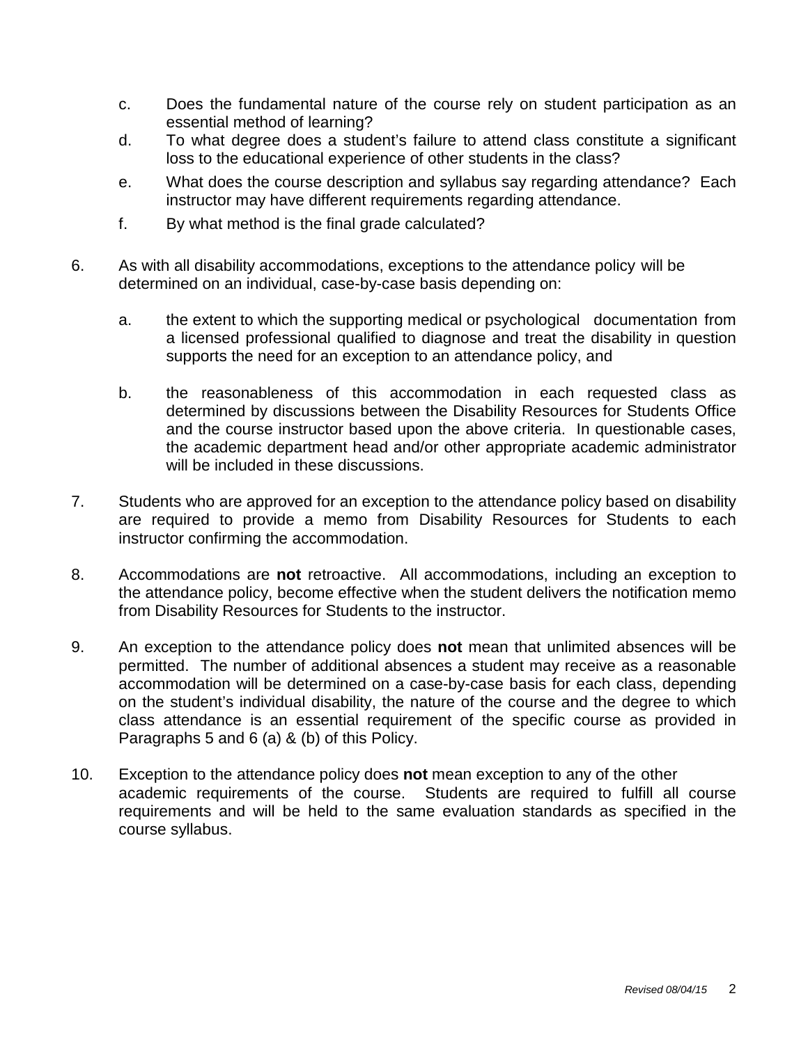c. Does the fundamental nature of the course rely on student participation as an essential method of learning?

   d. To what degree does a student's failure to attend class constitute a significant loss to the educational experience of other students in the class?

   e. What does the course description and syllabus say regarding attendance? Each instructor may have different requirements regarding attendance.

   f. By what method is the final grade calculated?

6. As with all disability accommodations, exceptions to the attendance policy will be determined on an individual, case-by-case basis depending on:

   a. the extent to which the supporting medical or psychological documentation from a licensed professional qualified to diagnose and treat the disability in question supports the need for an exception to an attendance policy, and

   b. the reasonableness of this accommodation in each requested class as determined by discussions between the Disability Resources for Students Office and the course instructor based upon the above criteria. In questionable cases, the academic department head and/or other appropriate academic administrator will be included in these discussions.

7. Students who are approved for an exception to the attendance policy based on disability are required to provide a memo from Disability Resources for Students to each instructor confirming the accommodation.

8. Accommodations are **not** retroactive. All accommodations, including an exception to the attendance policy, become effective when the student delivers the notification memo from Disability Resources for Students to the instructor.

9. An exception to the attendance policy does **not** mean that unlimited absences will be permitted. The number of additional absences a student may receive as a reasonable accommodation will be determined on a case-by-case basis for each class, depending on the student's individual disability, the nature of the course and the degree to which class attendance is an essential requirement of the specific course as provided in Paragraphs 5 and 6 (a) & (b) of this Policy.

10. Exception to the attendance policy does **not** mean exception to any of the other academic requirements of the course. Students are required to fulfill all course requirements and will be held to the same evaluation standards as specified in the course syllabus.

*Revised 08/04/15*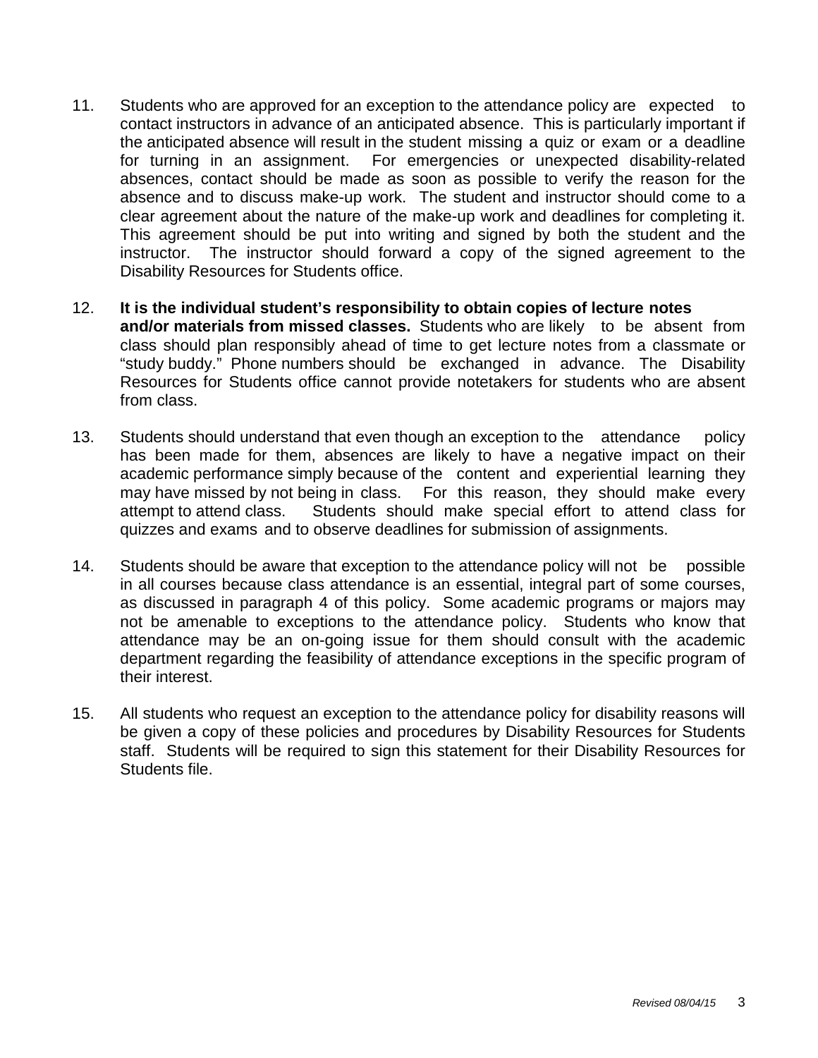11. Students who are approved for an exception to the attendance policy are expected to contact instructors in advance of an anticipated absence. This is particularly important if the anticipated absence will result in the student missing a quiz or exam or a deadline for turning in an assignment. For emergencies or unexpected disability-related absences, contact should be made as soon as possible to verify the reason for the absence and to discuss make-up work. The student and instructor should come to a clear agreement about the nature of the make-up work and deadlines for completing it. This agreement should be put into writing and signed by both the student and the instructor. The instructor should forward a copy of the signed agreement to the Disability Resources for Students office.

12. **It is the individual student's responsibility to obtain copies of lecture notes and/or materials from missed classes.** Students who are likely to be absent from class should plan responsibly ahead of time to get lecture notes from a classmate or "study buddy." Phone numbers should be exchanged in advance. The Disability Resources for Students office cannot provide notetakers for students who are absent from class.

13. Students should understand that even though an exception to the attendance policy has been made for them, absences are likely to have a negative impact on their academic performance simply because of the content and experiential learning they may have missed by not being in class. For this reason, they should make every attempt to attend class. Students should make special effort to attend class for quizzes and exams and to observe deadlines for submission of assignments.

14. Students should be aware that exception to the attendance policy will not be possible in all courses because class attendance is an essential, integral part of some courses, as discussed in paragraph 4 of this policy. Some academic programs or majors may not be amenable to exceptions to the attendance policy. Students who know that attendance may be an on-going issue for them should consult with the academic department regarding the feasibility of attendance exceptions in the specific program of their interest.

15. All students who request an exception to the attendance policy for disability reasons will be given a copy of these policies and procedures by Disability Resources for Students staff. Students will be required to sign this statement for their Disability Resources for Students file.

*Revised 08/04/15*